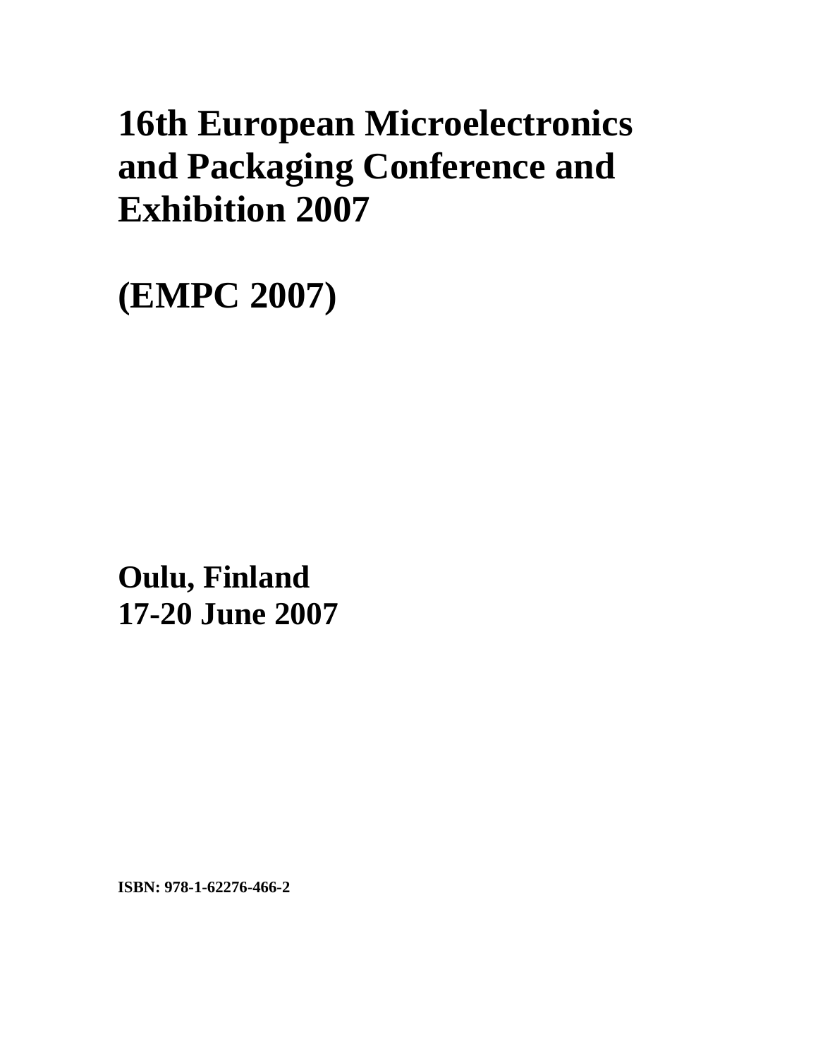# 16th European Microelectronics and Packaging Conference and Exhibition 2007

# (EMPC 2007)

**Oulu, Finland**
**17-20 June 2007**

**ISBN: 978-1-62276-466-2**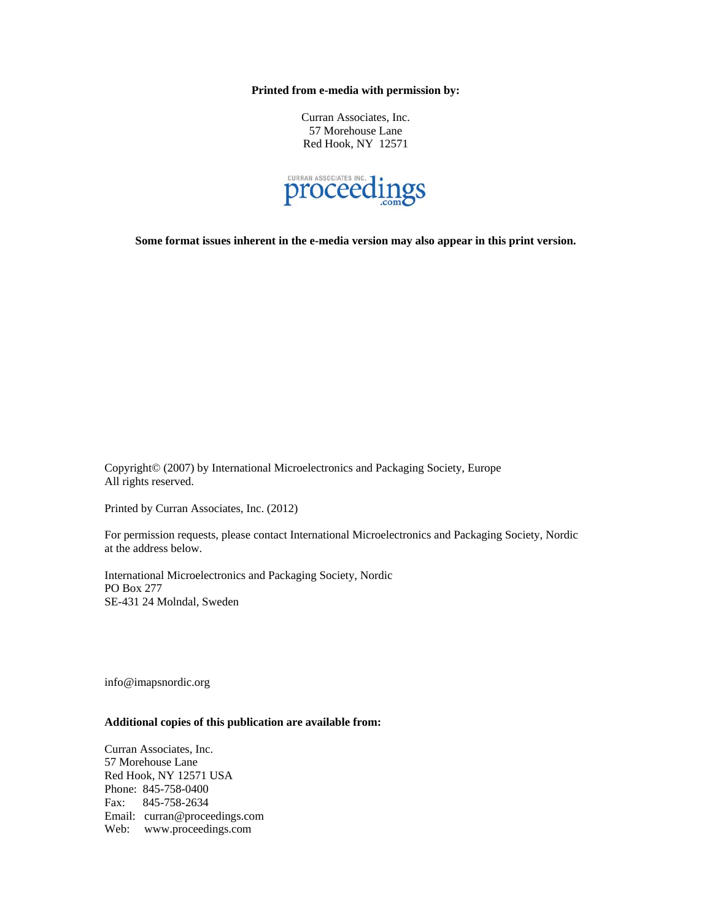**Printed from e-media with permission by:**

Curran Associates, Inc.
57 Morehouse Lane
Red Hook, NY 12571

CURRAN ASSOCIATES INC. proceedings .com

**Some format issues inherent in the e-media version may also appear in this print version.**

Copyright© (2007) by International Microelectronics and Packaging Society, Europe
All rights reserved.

Printed by Curran Associates, Inc. (2012)

For permission requests, please contact International Microelectronics and Packaging Society, Nordic at the address below.

International Microelectronics and Packaging Society, Nordic
PO Box 277
SE-431 24 Molndal, Sweden

info@imapsnordic.org

**Additional copies of this publication are available from:**

Curran Associates, Inc.
57 Morehouse Lane
Red Hook, NY 12571 USA
Phone: 845-758-0400
Fax: 845-758-2634
Email: curran@proceedings.com
Web: www.proceedings.com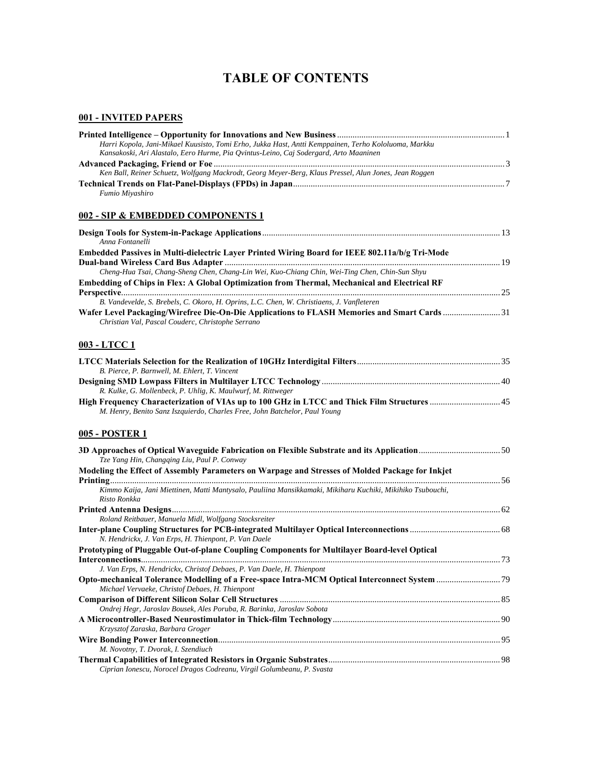# TABLE OF CONTENTS

## 001 - INVITED PAPERS

**Printed Intelligence – Opportunity for Innovations and New Business** ........ 1
*Harri Kopola, Jani-Mikael Kuusisto, Tomi Erho, Jukka Hast, Antti Kemppainen, Terho Kololuoma, Markku Kansakoski, Ari Alastalo, Eero Hurme, Pia Qvintus-Leino, Caj Sodergard, Arto Maaninen*

**Advanced Packaging, Friend or Foe** ........ 3
*Ken Ball, Reiner Schuetz, Wolfgang Mackrodt, Georg Meyer-Berg, Klaus Pressel, Alun Jones, Jean Roggen*

**Technical Trends on Flat-Panel-Displays (FPDs) in Japan** ........ 7
*Fumio Miyashiro*

## 002 - SIP & EMBEDDED COMPONENTS 1

**Design Tools for System-in-Package Applications** ........ 13
*Anna Fontanelli*

**Embedded Passives in Multi-dielectric Layer Printed Wiring Board for IEEE 802.11a/b/g Tri-Mode Dual-band Wireless Card Bus Adapter** ........ 19
*Cheng-Hua Tsai, Chang-Sheng Chen, Chang-Lin Wei, Kuo-Chiang Chin, Wei-Ting Chen, Chin-Sun Shyu*

**Embedding of Chips in Flex: A Global Optimization from Thermal, Mechanical and Electrical RF Perspective** ........ 25
*B. Vandevelde, S. Brebels, C. Okoro, H. Oprins, L.C. Chen, W. Christiaens, J. Vanfleteren*

**Wafer Level Packaging/Wirefree Die-On-Die Applications to FLASH Memories and Smart Cards** ........ 31
*Christian Val, Pascal Couderc, Christophe Serrano*

## 003 - LTCC 1

**LTCC Materials Selection for the Realization of 10GHz Interdigital Filters** ........ 35
*B. Pierce, P. Barnwell, M. Ehlert, T. Vincent*

**Designing SMD Lowpass Filters in Multilayer LTCC Technology** ........ 40
*R. Kulke, G. Mollenbeck, P. Uhlig, K. Maulwurf, M. Rittweger*

**High Frequency Characterization of VIAs up to 100 GHz in LTCC and Thick Film Structures** ........ 45
*M. Henry, Benito Sanz Iszquierdo, Charles Free, John Batchelor, Paul Young*

## 005 - POSTER 1

**3D Approaches of Optical Waveguide Fabrication on Flexible Substrate and its Application** ........ 50
*Tze Yang Hin, Changqing Liu, Paul P. Conway*

**Modeling the Effect of Assembly Parameters on Warpage and Stresses of Molded Package for Inkjet Printing** ........ 56
*Kimmo Kaija, Jani Miettinen, Matti Mantysalo, Pauliina Mansikkamaki, Mikiharu Kuchiki, Mikihiko Tsubouchi, Risto Ronkka*

**Printed Antenna Designs** ........ 62
*Roland Reitbauer, Manuela Midl, Wolfgang Stocksreiter*

**Inter-plane Coupling Structures for PCB-integrated Multilayer Optical Interconnections** ........ 68
*N. Hendrickx, J. Van Erps, H. Thienpont, P. Van Daele*

**Prototyping of Pluggable Out-of-plane Coupling Components for Multilayer Board-level Optical Interconnections** ........ 73
*J. Van Erps, N. Hendrickx, Christof Debaes, P. Van Daele, H. Thienpont*

**Opto-mechanical Tolerance Modelling of a Free-space Intra-MCM Optical Interconnect System** ........ 79
*Michael Vervaeke, Christof Debaes, H. Thienpont*

**Comparison of Different Silicon Solar Cell Structures** ........ 85
*Ondrej Hegr, Jaroslav Bousek, Ales Poruba, R. Barinka, Jaroslav Sobota*

**A Microcontroller-Based Neurostimulator in Thick-film Technology** ........ 90
*Krzysztof Zaraska, Barbara Groger*

**Wire Bonding Power Interconnection** ........ 95
*M. Novotny, T. Dvorak, I. Szendiuch*

**Thermal Capabilities of Integrated Resistors in Organic Substrates** ........ 98
*Ciprian Ionescu, Norocel Dragos Codreanu, Virgil Golumbeanu, P. Svasta*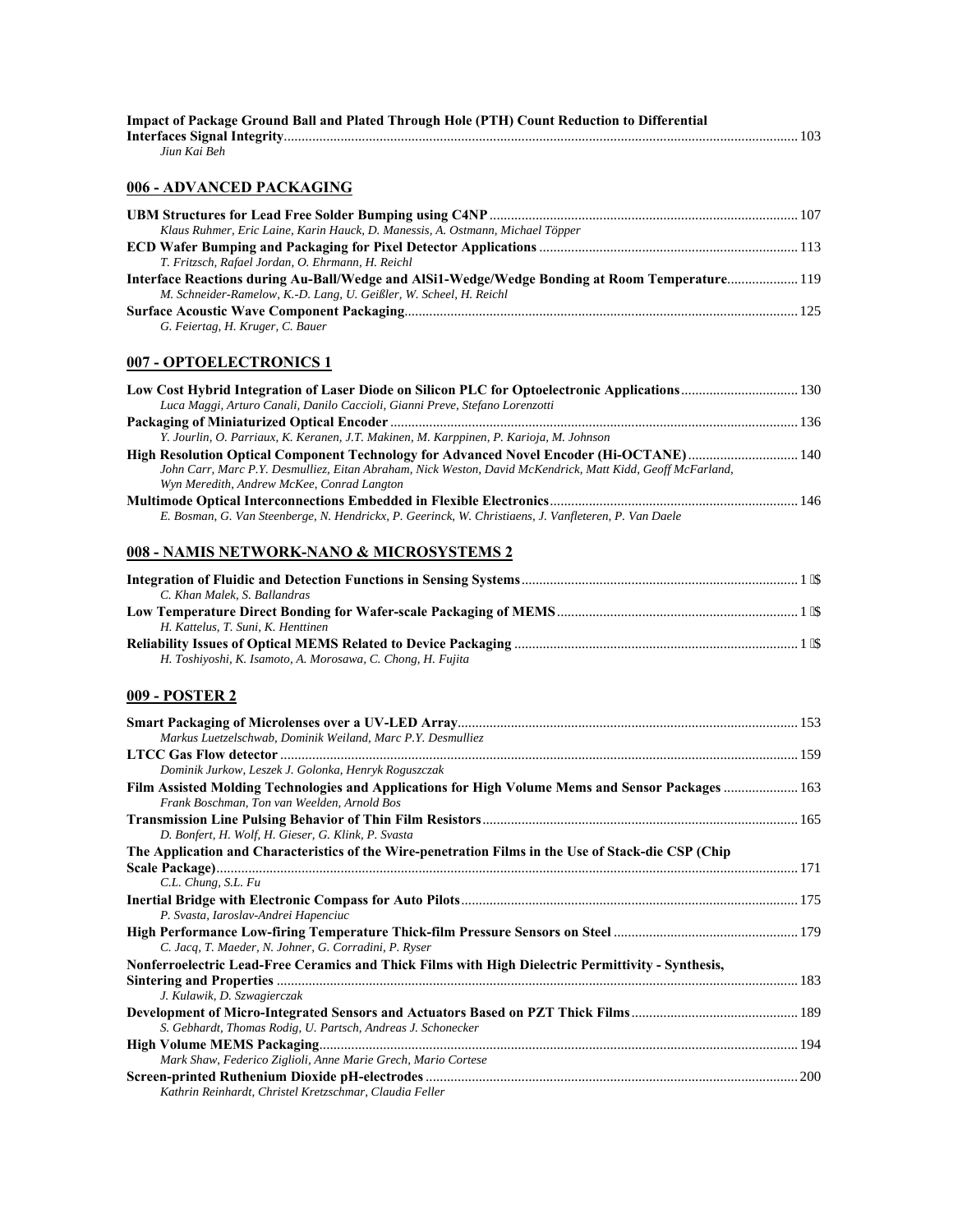**Impact of Package Ground Ball and Plated Through Hole (PTH) Count Reduction to Differential Interfaces Signal Integrity** ........ 103
*Jiun Kai Beh*

## 006 - ADVANCED PACKAGING

**UBM Structures for Lead Free Solder Bumping using C4NP** ........ 107
*Klaus Ruhmer, Eric Laine, Karin Hauck, D. Manessis, A. Ostmann, Michael Töpper*

**ECD Wafer Bumping and Packaging for Pixel Detector Applications** ........ 113
*T. Fritzsch, Rafael Jordan, O. Ehrmann, H. Reichl*

**Interface Reactions during Au-Ball/Wedge and AlSi1-Wedge/Wedge Bonding at Room Temperature** ........ 119
*M. Schneider-Ramelow, K.-D. Lang, U. Geißler, W. Scheel, H. Reichl*

**Surface Acoustic Wave Component Packaging** ........ 125
*G. Feiertag, H. Kruger, C. Bauer*

## 007 - OPTOELECTRONICS 1

**Low Cost Hybrid Integration of Laser Diode on Silicon PLC for Optoelectronic Applications** ........ 130
*Luca Maggi, Arturo Canali, Danilo Caccioli, Gianni Preve, Stefano Lorenzotti*

**Packaging of Miniaturized Optical Encoder** ........ 136
*Y. Jourlin, O. Parriaux, K. Keranen, J.T. Makinen, M. Karppinen, P. Karioja, M. Johnson*

**High Resolution Optical Component Technology for Advanced Novel Encoder (Hi-OCTANE)** ........ 140
*John Carr, Marc P.Y. Desmulliez, Eitan Abraham, Nick Weston, David McKendrick, Matt Kidd, Geoff McFarland, Wyn Meredith, Andrew McKee, Conrad Langton*

**Multimode Optical Interconnections Embedded in Flexible Electronics** ........ 146
*E. Bosman, G. Van Steenberge, N. Hendrickx, P. Geerinck, W. Christiaens, J. Vanfleteren, P. Van Daele*

## 008 - NAMIS NETWORK-NANO & MICROSYSTEMS 2

**Integration of Fluidic and Detection Functions in Sensing Systems** ........ 1 ̈$
*C. Khan Malek, S. Ballandras*

**Low Temperature Direct Bonding for Wafer-scale Packaging of MEMS** ........ 1 ̈$
*H. Kattelus, T. Suni, K. Henttinen*

**Reliability Issues of Optical MEMS Related to Device Packaging** ........ 1 ̈$
*H. Toshiyoshi, K. Isamoto, A. Morosawa, C. Chong, H. Fujita*

## 009 - POSTER 2

**Smart Packaging of Microlenses over a UV-LED Array** ........ 153
*Markus Luetzelschwab, Dominik Weiland, Marc P.Y. Desmulliez*

**LTCC Gas Flow detector** ........ 159
*Dominik Jurkow, Leszek J. Golonka, Henryk Roguszczak*

**Film Assisted Molding Technologies and Applications for High Volume Mems and Sensor Packages** ........ 163
*Frank Boschman, Ton van Weelden, Arnold Bos*

**Transmission Line Pulsing Behavior of Thin Film Resistors** ........ 165
*D. Bonfert, H. Wolf, H. Gieser, G. Klink, P. Svasta*

**The Application and Characteristics of the Wire-penetration Films in the Use of Stack-die CSP (Chip Scale Package)** ........ 171
*C.L. Chung, S.L. Fu*

**Inertial Bridge with Electronic Compass for Auto Pilots** ........ 175
*P. Svasta, Iaroslav-Andrei Hapenciuc*

**High Performance Low-firing Temperature Thick-film Pressure Sensors on Steel** ........ 179
*C. Jacq, T. Maeder, N. Johner, G. Corradini, P. Ryser*

**Nonferroelectric Lead-Free Ceramics and Thick Films with High Dielectric Permittivity - Synthesis, Sintering and Properties** ........ 183
*J. Kulawik, D. Szwagierczak*

**Development of Micro-Integrated Sensors and Actuators Based on PZT Thick Films** ........ 189
*S. Gebhardt, Thomas Rodig, U. Partsch, Andreas J. Schonecker*

**High Volume MEMS Packaging** ........ 194
*Mark Shaw, Federico Ziglioli, Anne Marie Grech, Mario Cortese*

**Screen-printed Ruthenium Dioxide pH-electrodes** ........ 200
*Kathrin Reinhardt, Christel Kretzschmar, Claudia Feller*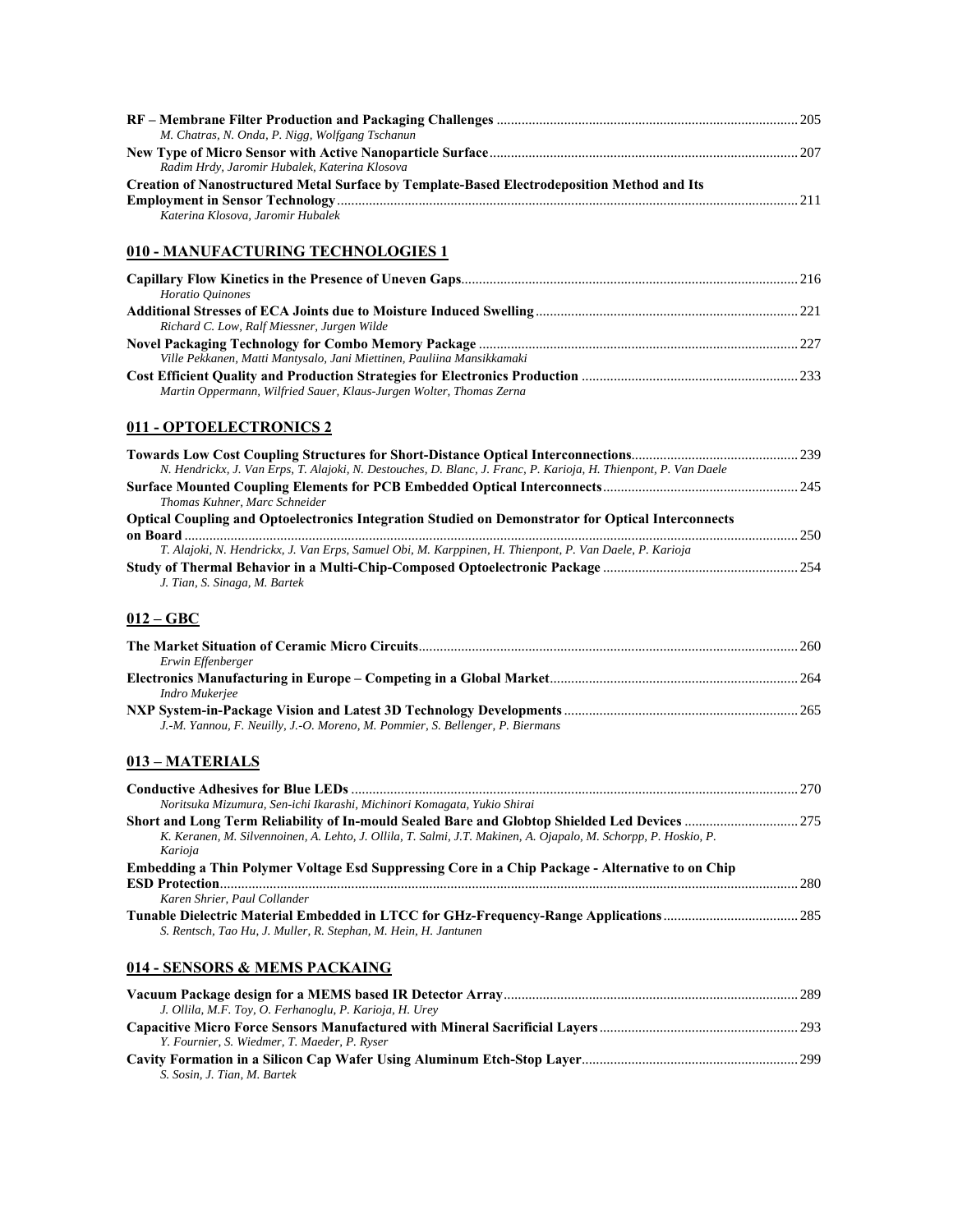**RF – Membrane Filter Production and Packaging Challenges** .................................................................................... 205
*M. Chatras, N. Onda, P. Nigg, Wolfgang Tschanun*

**New Type of Micro Sensor with Active Nanoparticle Surface** ...................................................................................... 207
*Radim Hrdy, Jaromir Hubalek, Katerina Klosova*

**Creation of Nanostructured Metal Surface by Template-Based Electrodeposition Method and Its Employment in Sensor Technology** ................................................................................................................................. 211
*Katerina Klosova, Jaromir Hubalek*

## 010 - MANUFACTURING TECHNOLOGIES 1

**Capillary Flow Kinetics in the Presence of Uneven Gaps** ................................................................................................ 216
*Horatio Quinones*

**Additional Stresses of ECA Joints due to Moisture Induced Swelling** ......................................................................... 221
*Richard C. Low, Ralf Miessner, Jurgen Wilde*

**Novel Packaging Technology for Combo Memory Package** ......................................................................................... 227
*Ville Pekkanen, Matti Mantysalo, Jani Miettinen, Pauliina Mansikkamaki*

**Cost Efficient Quality and Production Strategies for Electronics Production** ............................................................. 233
*Martin Oppermann, Wilfried Sauer, Klaus-Jurgen Wolter, Thomas Zerna*

## 011 - OPTOELECTRONICS 2

**Towards Low Cost Coupling Structures for Short-Distance Optical Interconnections** ............................................... 239
*N. Hendrickx, J. Van Erps, T. Alajoki, N. Destouches, D. Blanc, J. Franc, P. Karioja, H. Thienpont, P. Van Daele*

**Surface Mounted Coupling Elements for PCB Embedded Optical Interconnects** ....................................................... 245
*Thomas Kuhner, Marc Schneider*

**Optical Coupling and Optoelectronics Integration Studied on Demonstrator for Optical Interconnects on Board** ........................................................................................................................................................................... 250
*T. Alajoki, N. Hendrickx, J. Van Erps, Samuel Obi, M. Karppinen, H. Thienpont, P. Van Daele, P. Karioja*

**Study of Thermal Behavior in a Multi-Chip-Composed Optoelectronic Package** ....................................................... 254
*J. Tian, S. Sinaga, M. Bartek*

## 012 – GBC

**The Market Situation of Ceramic Micro Circuits** ........................................................................................................... 260
*Erwin Effenberger*

**Electronics Manufacturing in Europe – Competing in a Global Market** ..................................................................... 264
*Indro Mukerjee*

**NXP System-in-Package Vision and Latest 3D Technology Developments** ................................................................. 265
*J.-M. Yannou, F. Neuilly, J.-O. Moreno, M. Pommier, S. Bellenger, P. Biermans*

## 013 – MATERIALS

**Conductive Adhesives for Blue LEDs** .............................................................................................................................. 270
*Noritsuka Mizumura, Sen-ichi Ikarashi, Michinori Komagata, Yukio Shirai*

**Short and Long Term Reliability of In-mould Sealed Bare and Globtop Shielded Led Devices** ............................... 275
*K. Keranen, M. Silvennoinen, A. Lehto, J. Ollila, T. Salmi, J.T. Makinen, A. Ojapalo, M. Schorpp, P. Hoskio, P. Karioja*

**Embedding a Thin Polymer Voltage Esd Suppressing Core in a Chip Package - Alternative to on Chip ESD Protection** .................................................................................................................................................................. 280
*Karen Shrier, Paul Collander*

**Tunable Dielectric Material Embedded in LTCC for GHz-Frequency-Range Applications** ...................................... 285
*S. Rentsch, Tao Hu, J. Muller, R. Stephan, M. Hein, H. Jantunen*

## 014 - SENSORS & MEMS PACKAING

**Vacuum Package design for a MEMS based IR Detector Array** ................................................................................... 289
*J. Ollila, M.F. Toy, O. Ferhanoglu, P. Karioja, H. Urey*

**Capacitive Micro Force Sensors Manufactured with Mineral Sacrificial Layers** ........................................................ 293
*Y. Fournier, S. Wiedmer, T. Maeder, P. Ryser*

**Cavity Formation in a Silicon Cap Wafer Using Aluminum Etch-Stop Layer** ............................................................ 299
*S. Sosin, J. Tian, M. Bartek*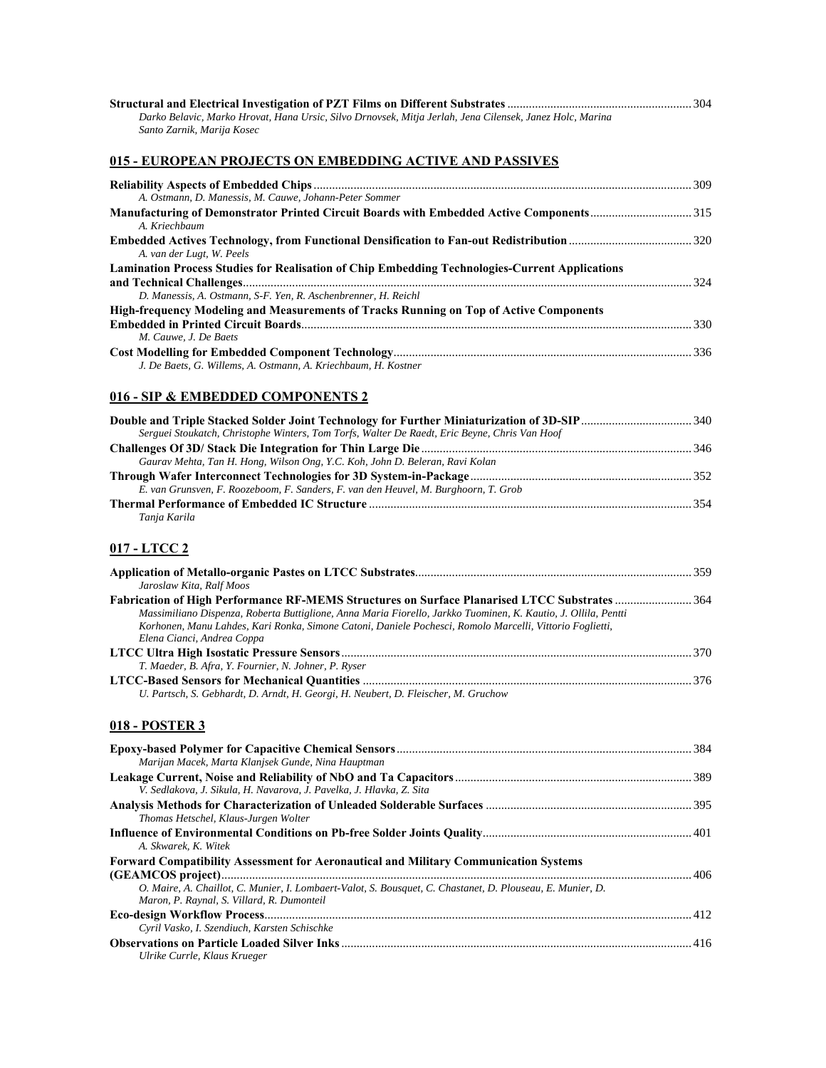**Structural and Electrical Investigation of PZT Films on Different Substrates** ... 304
*Darko Belavic, Marko Hrovat, Hana Ursic, Silvo Drnovsek, Mitja Jerlah, Jena Cilensek, Janez Holc, Marina Santo Zarnik, Marija Kosec*

## 015 - EUROPEAN PROJECTS ON EMBEDDING ACTIVE AND PASSIVES

**Reliability Aspects of Embedded Chips** ... 309
*A. Ostmann, D. Manessis, M. Cauwe, Johann-Peter Sommer*

**Manufacturing of Demonstrator Printed Circuit Boards with Embedded Active Components** ... 315
*A. Kriechbaum*

**Embedded Actives Technology, from Functional Densification to Fan-out Redistribution** ... 320
*A. van der Lugt, W. Peels*

**Lamination Process Studies for Realisation of Chip Embedding Technologies-Current Applications and Technical Challenges** ... 324
*D. Manessis, A. Ostmann, S-F. Yen, R. Aschenbrenner, H. Reichl*

**High-frequency Modeling and Measurements of Tracks Running on Top of Active Components Embedded in Printed Circuit Boards** ... 330
*M. Cauwe, J. De Baets*

**Cost Modelling for Embedded Component Technology** ... 336
*J. De Baets, G. Willems, A. Ostmann, A. Kriechbaum, H. Kostner*

## 016 - SIP & EMBEDDED COMPONENTS 2

**Double and Triple Stacked Solder Joint Technology for Further Miniaturization of 3D-SIP** ... 340
*Serguei Stoukatch, Christophe Winters, Tom Torfs, Walter De Raedt, Eric Beyne, Chris Van Hoof*

**Challenges Of 3D/ Stack Die Integration for Thin Large Die** ... 346
*Gaurav Mehta, Tan H. Hong, Wilson Ong, Y.C. Koh, John D. Beleran, Ravi Kolan*

**Through Wafer Interconnect Technologies for 3D System-in-Package** ... 352
*E. van Grunsven, F. Roozeboom, F. Sanders, F. van den Heuvel, M. Burghoorn, T. Grob*

**Thermal Performance of Embedded IC Structure** ... 354
*Tanja Karila*

## 017 - LTCC 2

**Application of Metallo-organic Pastes on LTCC Substrates** ... 359
*Jaroslaw Kita, Ralf Moos*

**Fabrication of High Performance RF-MEMS Structures on Surface Planarised LTCC Substrates** ... 364
*Massimiliano Dispenza, Roberta Buttiglione, Anna Maria Fiorello, Jarkko Tuominen, K. Kautio, J. Ollila, Pentti Korhonen, Manu Lahdes, Kari Ronka, Simone Catoni, Daniele Pochesci, Romolo Marcelli, Vittorio Foglietti, Elena Cianci, Andrea Coppa*

**LTCC Ultra High Isostatic Pressure Sensors** ... 370
*T. Maeder, B. Afra, Y. Fournier, N. Johner, P. Ryser*

**LTCC-Based Sensors for Mechanical Quantities** ... 376
*U. Partsch, S. Gebhardt, D. Arndt, H. Georgi, H. Neubert, D. Fleischer, M. Gruchow*

## 018 - POSTER 3

**Epoxy-based Polymer for Capacitive Chemical Sensors** ... 384
*Marijan Macek, Marta Klanjsek Gunde, Nina Hauptman*

**Leakage Current, Noise and Reliability of NbO and Ta Capacitors** ... 389
*V. Sedlakova, J. Sikula, H. Navarova, J. Pavelka, J. Hlavka, Z. Sita*

**Analysis Methods for Characterization of Unleaded Solderable Surfaces** ... 395
*Thomas Hetschel, Klaus-Jurgen Wolter*

**Influence of Environmental Conditions on Pb-free Solder Joints Quality** ... 401
*A. Skwarek, K. Witek*

**Forward Compatibility Assessment for Aeronautical and Military Communication Systems (GEAMCOS project)** ... 406
*O. Maire, A. Chaillot, C. Munier, I. Lombaert-Valot, S. Bousquet, C. Chastanet, D. Plouseau, E. Munier, D. Maron, P. Raynal, S. Villard, R. Dumonteil*

**Eco-design Workflow Process** ... 412
*Cyril Vasko, I. Szendiuch, Karsten Schischke*

**Observations on Particle Loaded Silver Inks** ... 416
*Ulrike Currle, Klaus Krueger*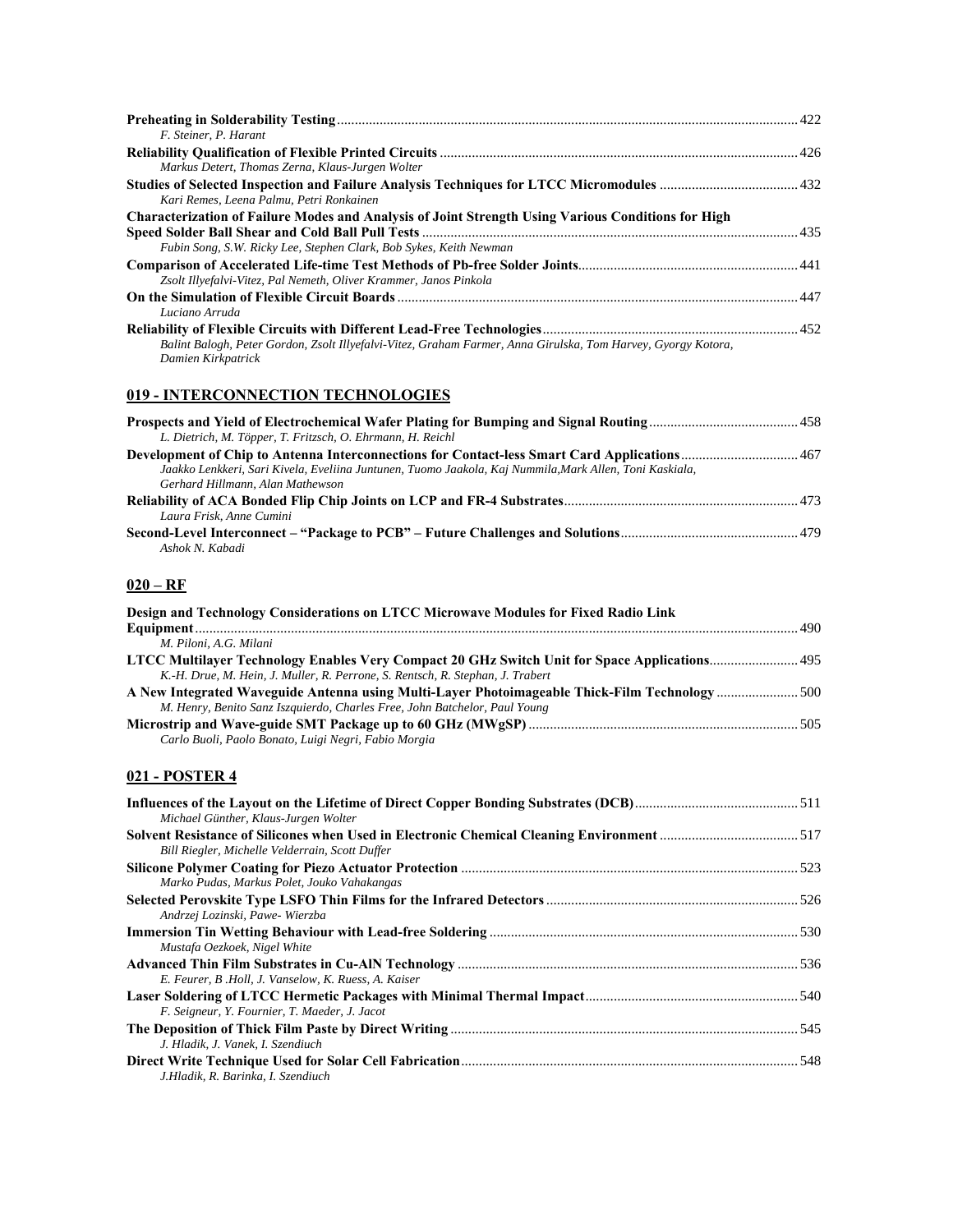**Preheating in Solderability Testing** ........ 422
*F. Steiner, P. Harant*

**Reliability Qualification of Flexible Printed Circuits** ........ 426
*Markus Detert, Thomas Zerna, Klaus-Jurgen Wolter*

**Studies of Selected Inspection and Failure Analysis Techniques for LTCC Micromodules** ........ 432
*Kari Remes, Leena Palmu, Petri Ronkainen*

**Characterization of Failure Modes and Analysis of Joint Strength Using Various Conditions for High Speed Solder Ball Shear and Cold Ball Pull Tests** ........ 435
*Fubin Song, S.W. Ricky Lee, Stephen Clark, Bob Sykes, Keith Newman*

**Comparison of Accelerated Life-time Test Methods of Pb-free Solder Joints** ........ 441
*Zsolt Illyefalvi-Vitez, Pal Nemeth, Oliver Krammer, Janos Pinkola*

**On the Simulation of Flexible Circuit Boards** ........ 447
*Luciano Arruda*

**Reliability of Flexible Circuits with Different Lead-Free Technologies** ........ 452
*Balint Balogh, Peter Gordon, Zsolt Illyefalvi-Vitez, Graham Farmer, Anna Girulska, Tom Harvey, Gyorgy Kotora, Damien Kirkpatrick*

## 019 - INTERCONNECTION TECHNOLOGIES

**Prospects and Yield of Electrochemical Wafer Plating for Bumping and Signal Routing** ........ 458
*L. Dietrich, M. Töpper, T. Fritzsch, O. Ehrmann, H. Reichl*

**Development of Chip to Antenna Interconnections for Contact-less Smart Card Applications** ........ 467
*Jaakko Lenkkeri, Sari Kivela, Eveliina Juntunen, Tuomo Jaakola, Kaj Nummila,Mark Allen, Toni Kaskiala, Gerhard Hillmann, Alan Mathewson*

**Reliability of ACA Bonded Flip Chip Joints on LCP and FR-4 Substrates** ........ 473
*Laura Frisk, Anne Cumini*

**Second-Level Interconnect – "Package to PCB" – Future Challenges and Solutions** ........ 479
*Ashok N. Kabadi*

## 020 – RF

**Design and Technology Considerations on LTCC Microwave Modules for Fixed Radio Link Equipment** ........ 490
*M. Piloni, A.G. Milani*

**LTCC Multilayer Technology Enables Very Compact 20 GHz Switch Unit for Space Applications** ........ 495
*K.-H. Drue, M. Hein, J. Muller, R. Perrone, S. Rentsch, R. Stephan, J. Trabert*

**A New Integrated Waveguide Antenna using Multi-Layer Photoimageable Thick-Film Technology** ........ 500
*M. Henry, Benito Sanz Iszquierdo, Charles Free, John Batchelor, Paul Young*

**Microstrip and Wave-guide SMT Package up to 60 GHz (MWgSP)** ........ 505
*Carlo Buoli, Paolo Bonato, Luigi Negri, Fabio Morgia*

## 021 - POSTER 4

**Influences of the Layout on the Lifetime of Direct Copper Bonding Substrates (DCB)** ........ 511
*Michael Günther, Klaus-Jurgen Wolter*

**Solvent Resistance of Silicones when Used in Electronic Chemical Cleaning Environment** ........ 517
*Bill Riegler, Michelle Velderrain, Scott Duffer*

**Silicone Polymer Coating for Piezo Actuator Protection** ........ 523
*Marko Pudas, Markus Polet, Jouko Vahakangas*

**Selected Perovskite Type LSFO Thin Films for the Infrared Detectors** ........ 526
*Andrzej Lozinski, Pawe- Wierzba*

**Immersion Tin Wetting Behaviour with Lead-free Soldering** ........ 530
*Mustafa Oezkoek, Nigel White*

**Advanced Thin Film Substrates in Cu-AlN Technology** ........ 536
*E. Feurer, B .Holl, J. Vanselow, K. Ruess, A. Kaiser*

**Laser Soldering of LTCC Hermetic Packages with Minimal Thermal Impact** ........ 540
*F. Seigneur, Y. Fournier, T. Maeder, J. Jacot*

**The Deposition of Thick Film Paste by Direct Writing** ........ 545
*J. Hladik, J. Vanek, I. Szendiuch*

**Direct Write Technique Used for Solar Cell Fabrication** ........ 548
*J.Hladik, R. Barinka, I. Szendiuch*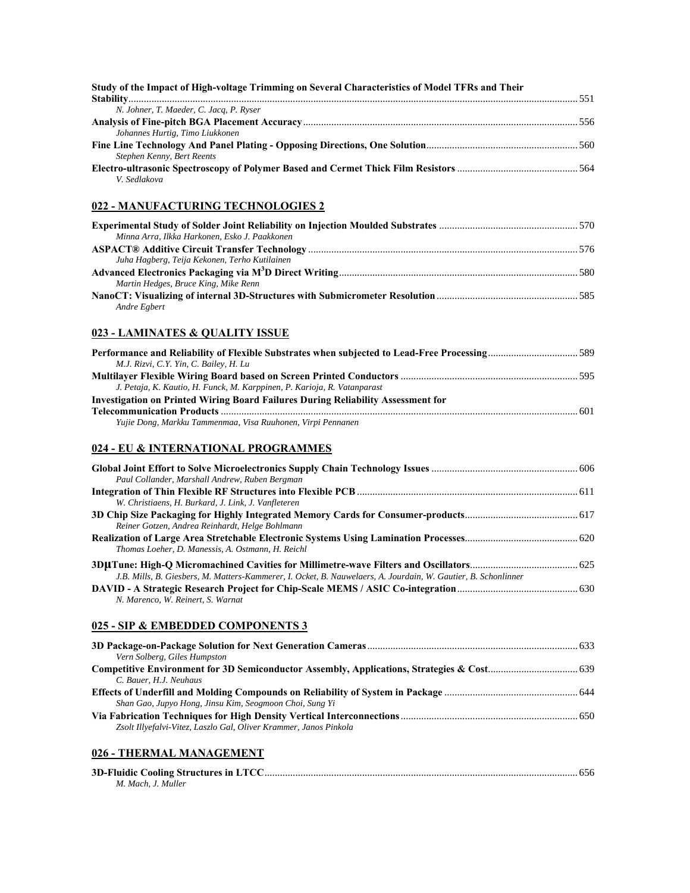**Study of the Impact of High-voltage Trimming on Several Characteristics of Model TFRs and Their Stability** ... 551
*N. Johner, T. Maeder, C. Jacq, P. Ryser*

**Analysis of Fine-pitch BGA Placement Accuracy** ... 556
*Johannes Hurtig, Timo Liukkonen*

**Fine Line Technology And Panel Plating - Opposing Directions, One Solution** ... 560
*Stephen Kenny, Bert Reents*

**Electro-ultrasonic Spectroscopy of Polymer Based and Cermet Thick Film Resistors** ... 564
*V. Sedlakova*

## 022 - MANUFACTURING TECHNOLOGIES 2

**Experimental Study of Solder Joint Reliability on Injection Moulded Substrates** ... 570
*Minna Arra, Ilkka Harkonen, Esko J. Paakkonen*

**ASPACT® Additive Circuit Transfer Technology** ... 576
*Juha Hagberg, Teija Kekonen, Terho Kutilainen*

**Advanced Electronics Packaging via M$^3$D Direct Writing** ... 580
*Martin Hedges, Bruce King, Mike Renn*

**NanoCT: Visualizing of internal 3D-Structures with Submicrometer Resolution** ... 585
*Andre Egbert*

## 023 - LAMINATES & QUALITY ISSUE

**Performance and Reliability of Flexible Substrates when subjected to Lead-Free Processing** ... 589
*M.J. Rizvi, C.Y. Yin, C. Bailey, H. Lu*

**Multilayer Flexible Wiring Board based on Screen Printed Conductors** ... 595
*J. Petaja, K. Kautio, H. Funck, M. Karppinen, P. Karioja, R. Vatanparast*

**Investigation on Printed Wiring Board Failures During Reliability Assessment for Telecommunication Products** ... 601
*Yujie Dong, Markku Tammenmaa, Visa Ruuhonen, Virpi Pennanen*

## 024 - EU & INTERNATIONAL PROGRAMMES

**Global Joint Effort to Solve Microelectronics Supply Chain Technology Issues** ... 606
*Paul Collander, Marshall Andrew, Ruben Bergman*

**Integration of Thin Flexible RF Structures into Flexible PCB** ... 611
*W. Christiaens, H. Burkard, J. Link, J. Vanfleteren*

**3D Chip Size Packaging for Highly Integrated Memory Cards for Consumer-products** ... 617
*Reiner Gotzen, Andrea Reinhardt, Helge Bohlmann*

**Realization of Large Area Stretchable Electronic Systems Using Lamination Processes** ... 620
*Thomas Loeher, D. Manessis, A. Ostmann, H. Reichl*

**3DμTune: High-Q Micromachined Cavities for Millimetre-wave Filters and Oscillators** ... 625
*J.B. Mills, B. Giesbers, M. Matters-Kammerer, I. Ocket, B. Nauwelaers, A. Jourdain, W. Gautier, B. Schonlinner*

**DAVID - A Strategic Research Project for Chip-Scale MEMS / ASIC Co-integration** ... 630
*N. Marenco, W. Reinert, S. Warnat*

## 025 - SIP & EMBEDDED COMPONENTS 3

**3D Package-on-Package Solution for Next Generation Cameras** ... 633
*Vern Solberg, Giles Humpston*

**Competitive Environment for 3D Semiconductor Assembly, Applications, Strategies & Cost** ... 639
*C. Bauer, H.J. Neuhaus*

**Effects of Underfill and Molding Compounds on Reliability of System in Package** ... 644
*Shan Gao, Jupyo Hong, Jinsu Kim, Seogmoon Choi, Sung Yi*

**Via Fabrication Techniques for High Density Vertical Interconnections** ... 650
*Zsolt Illyefalvi-Vitez, Laszlo Gal, Oliver Krammer, Janos Pinkola*

## 026 - THERMAL MANAGEMENT

**3D-Fluidic Cooling Structures in LTCC** ... 656
*M. Mach, J. Muller*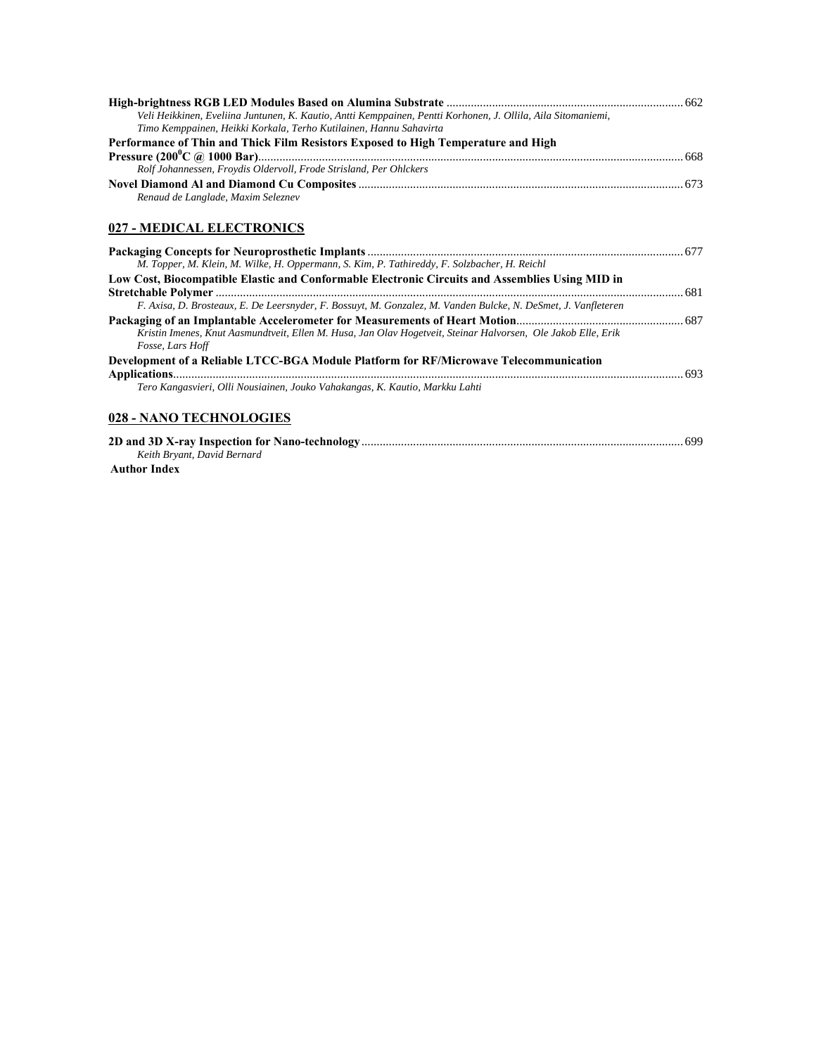**High-brightness RGB LED Modules Based on Alumina Substrate** ............................................................................. 662
*Veli Heikkinen, Eveliina Juntunen, K. Kautio, Antti Kemppainen, Pentti Korhonen, J. Ollila, Aila Sitomaniemi, Timo Kemppainen, Heikki Korkala, Terho Kutilainen, Hannu Sahavirta*

**Performance of Thin and Thick Film Resistors Exposed to High Temperature and High Pressure ($200^0$C @ 1000 Bar)**.......................................................................................................................................... 668
*Rolf Johannessen, Froydis Oldervoll, Frode Strisland, Per Ohlckers*

**Novel Diamond Al and Diamond Cu Composites** .......................................................................................................... 673
*Renaud de Langlade, Maxim Seleznev*

## 027 - MEDICAL ELECTRONICS

**Packaging Concepts for Neuroprosthetic Implants** ....................................................................................................... 677
*M. Topper, M. Klein, M. Wilke, H. Oppermann, S. Kim, P. Tathireddy, F. Solzbacher, H. Reichl*

**Low Cost, Biocompatible Elastic and Conformable Electronic Circuits and Assemblies Using MID in Stretchable Polymer** ....................................................................................................................................................... 681
*F. Axisa, D. Brosteaux, E. De Leersnyder, F. Bossuyt, M. Gonzalez, M. Vanden Bulcke, N. DeSmet, J. Vanfleteren*

**Packaging of an Implantable Accelerometer for Measurements of Heart Motion**....................................................... 687
*Kristin Imenes, Knut Aasmundtveit, Ellen M. Husa, Jan Olav Hogetveit, Steinar Halvorsen, Ole Jakob Elle, Erik Fosse, Lars Hoff*

**Development of a Reliable LTCC-BGA Module Platform for RF/Microwave Telecommunication Applications**..................................................................................................................................................................... 693
*Tero Kangasvieri, Olli Nousiainen, Jouko Vahakangas, K. Kautio, Markku Lahti*

## 028 - NANO TECHNOLOGIES

**2D and 3D X-ray Inspection for Nano-technology** ......................................................................................................... 699
*Keith Bryant, David Bernard*

**Author Index**